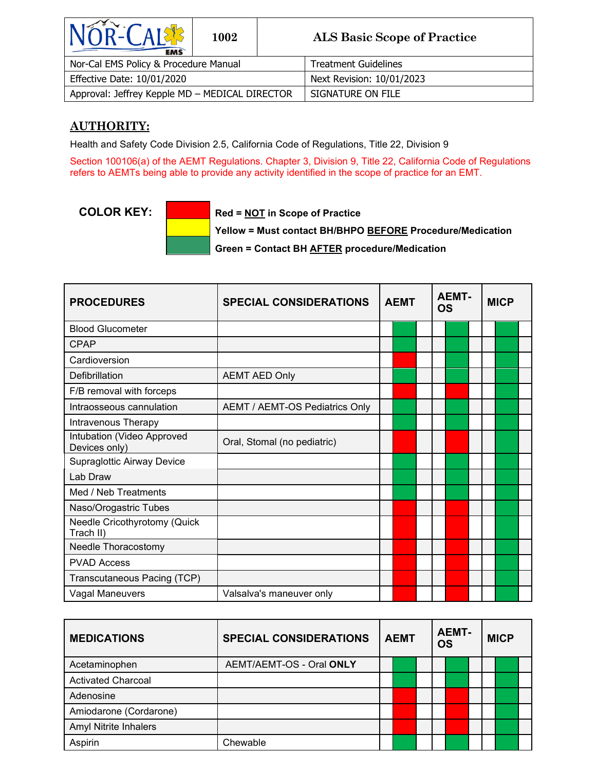| NOR-CAL EMS | 1002 | ALS Basic Scope of Practice |
|---|---|---|
| Nor-Cal EMS Policy & Procedure Manual | | Treatment Guidelines |
| Effective Date: 10/01/2020 | | Next Revision: 10/01/2023 |
| Approval: Jeffrey Kepple MD – MEDICAL DIRECTOR | | SIGNATURE ON FILE |

## AUTHORITY:

Health and Safety Code Division 2.5, California Code of Regulations, Title 22, Division 9

Section 100106(a) of the AEMT Regulations. Chapter 3, Division 9, Title 22, California Code of Regulations refers to AEMTs being able to provide any activity identified in the scope of practice for an EMT.

**COLOR KEY:**

- **Red = NOT in Scope of Practice**
- **Yellow = Must contact BH/BHPO BEFORE Procedure/Medication**
- **Green = Contact BH AFTER procedure/Medication**

| PROCEDURES | SPECIAL CONSIDERATIONS | AEMT | AEMT-OS | MICP |
|---|---|---|---|---|
| Blood Glucometer | | Green | Green | Green |
| CPAP | | Green | Green | Green |
| Cardioversion | | Red | Green | Green |
| Defibrillation | AEMT AED Only | Green | Green | Green |
| F/B removal with forceps | | Red | Red | Green |
| Intraosseous cannulation | AEMT / AEMT-OS Pediatrics Only | Green | Green | Green |
| Intravenous Therapy | | Green | Green | Green |
| Intubation (Video Approved Devices only) | Oral, Stomal (no pediatric) | Red | Red | Green |
| Supraglottic Airway Device | | Green | Green | Green |
| Lab Draw | | Green | Green | Green |
| Med / Neb Treatments | | Green | Green | Green |
| Naso/Orogastric Tubes | | Red | Red | Green |
| Needle Cricothyrotomy (Quick Trach II) | | Red | Red | Green |
| Needle Thoracostomy | | Red | Red | Green |
| PVAD Access | | Red | Red | Green |
| Transcutaneous Pacing (TCP) | | Red | Red | Green |
| Vagal Maneuvers | Valsalva's maneuver only | Red | Red | Green |

| MEDICATIONS | SPECIAL CONSIDERATIONS | AEMT | AEMT-OS | MICP |
|---|---|---|---|---|
| Acetaminophen | AEMT/AEMT-OS - Oral **ONLY** | Green | Green | Green |
| Activated Charcoal | | Green | Green | Green |
| Adenosine | | Red | Red | Green |
| Amiodarone (Cordarone) | | Red | Red | Green |
| Amyl Nitrite Inhalers | | Red | Red | Green |
| Aspirin | Chewable | Green | Green | Green |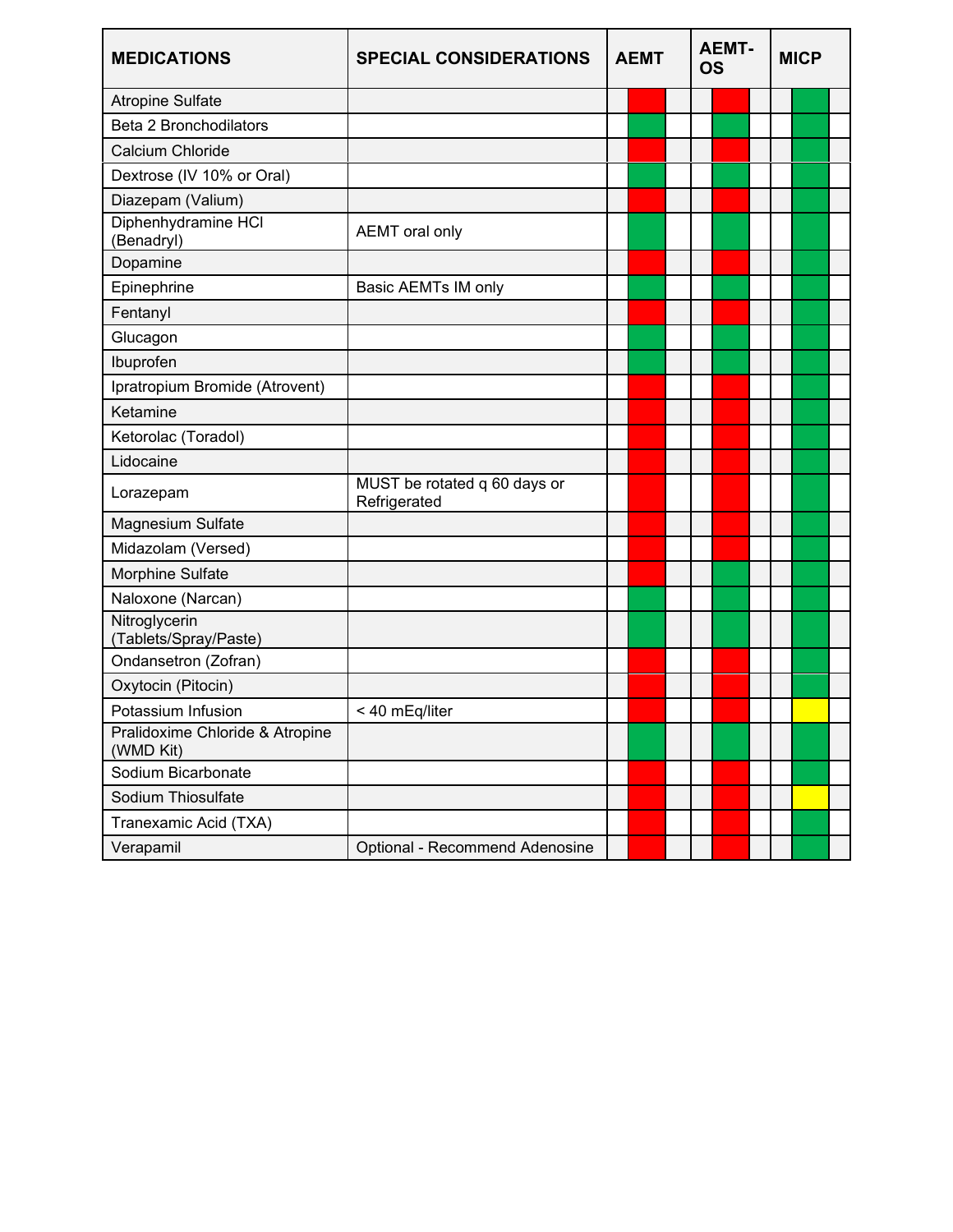| MEDICATIONS | SPECIAL CONSIDERATIONS | AEMT | AEMT-OS | MICP |
|---|---|---|---|---|
| Atropine Sulfate | | Red | Red | Green |
| Beta 2 Bronchodilators | | Green | Green | Green |
| Calcium Chloride | | Red | Red | Green |
| Dextrose (IV 10% or Oral) | | Green | Green | Green |
| Diazepam (Valium) | | Red | Red | Green |
| Diphenhydramine HCl (Benadryl) | AEMT oral only | Green | Green | Green |
| Dopamine | | Red | Red | Green |
| Epinephrine | Basic AEMTs IM only | Green | Green | Green |
| Fentanyl | | Red | Red | Green |
| Glucagon | | Green | Green | Green |
| Ibuprofen | | Green | Green | Green |
| Ipratropium Bromide (Atrovent) | | Red | Red | Green |
| Ketamine | | Red | Red | Green |
| Ketorolac (Toradol) | | Red | Red | Green |
| Lidocaine | | Red | Red | Green |
| Lorazepam | MUST be rotated q 60 days or Refrigerated | Red | Red | Green |
| Magnesium Sulfate | | Red | Red | Green |
| Midazolam (Versed) | | Red | Red | Green |
| Morphine Sulfate | | Red | Green | Green |
| Naloxone (Narcan) | | Green | Green | Green |
| Nitroglycerin (Tablets/Spray/Paste) | | Green | Green | Green |
| Ondansetron (Zofran) | | Red | Red | Green |
| Oxytocin (Pitocin) | | Red | Red | Green |
| Potassium Infusion | < 40 mEq/liter | Red | Red | Yellow |
| Pralidoxime Chloride & Atropine (WMD Kit) | | Green | Green | Green |
| Sodium Bicarbonate | | Red | Red | Green |
| Sodium Thiosulfate | | Red | Red | Yellow |
| Tranexamic Acid (TXA) | | Red | Red | Green |
| Verapamil | Optional - Recommend Adenosine | Red | Red | Green |